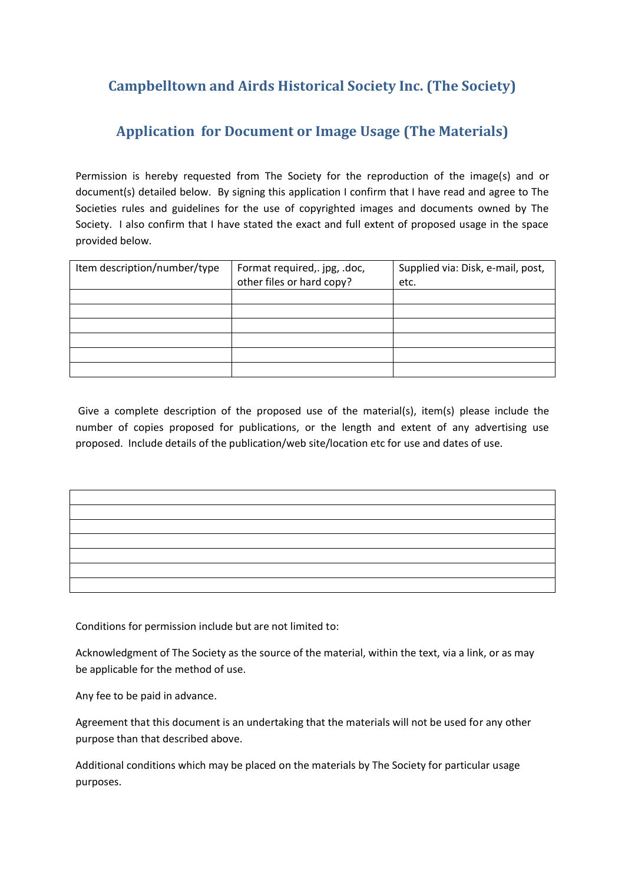## Campbelltown and Airds Historical Society Inc. (The Society)

## Application for Document or Image Usage (The Materials)

Permission is hereby requested from The Society for the reproduction of the image(s) and or document(s) detailed below. By signing this application I confirm that I have read and agree to The Societies rules and guidelines for the use of copyrighted images and documents owned by The Society. I also confirm that I have stated the exact and full extent of proposed usage in the space provided below.

| Item description/number/type | Format required,. jpg, .doc, other files or hard copy? | Supplied via: Disk, e-mail, post, etc. |
| --- | --- | --- |
| | | |
| | | |
| | | |
| | | |
| | | |
| | | |

Give a complete description of the proposed use of the material(s), item(s) please include the number of copies proposed for publications, or the length and extent of any advertising use proposed. Include details of the publication/web site/location etc for use and dates of use.

| |
| --- |
| |
| |
| |
| |
| |
| |

Conditions for permission include but are not limited to:

Acknowledgment of The Society as the source of the material, within the text, via a link, or as may be applicable for the method of use.

Any fee to be paid in advance.

Agreement that this document is an undertaking that the materials will not be used for any other purpose than that described above.

Additional conditions which may be placed on the materials by The Society for particular usage purposes.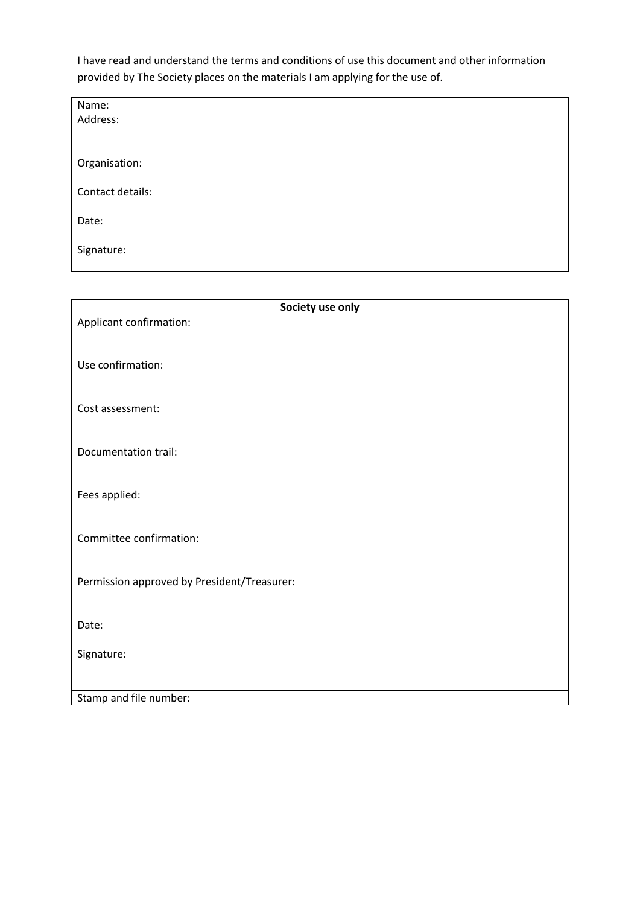I have read and understand the terms and conditions of use this document and other information provided by The Society places on the materials I am applying for the use of.

| |
|---|
| Name: |
| Address: |
| Organisation: |
| Contact details: |
| Date: |
| Signature: |

| **Society use only** |
|---|
| Applicant confirmation: |
| Use confirmation: |
| Cost assessment: |
| Documentation trail: |
| Fees applied: |
| Committee confirmation: |
| Permission approved by President/Treasurer: |
| Date: |
| Signature: |
| Stamp and file number: |